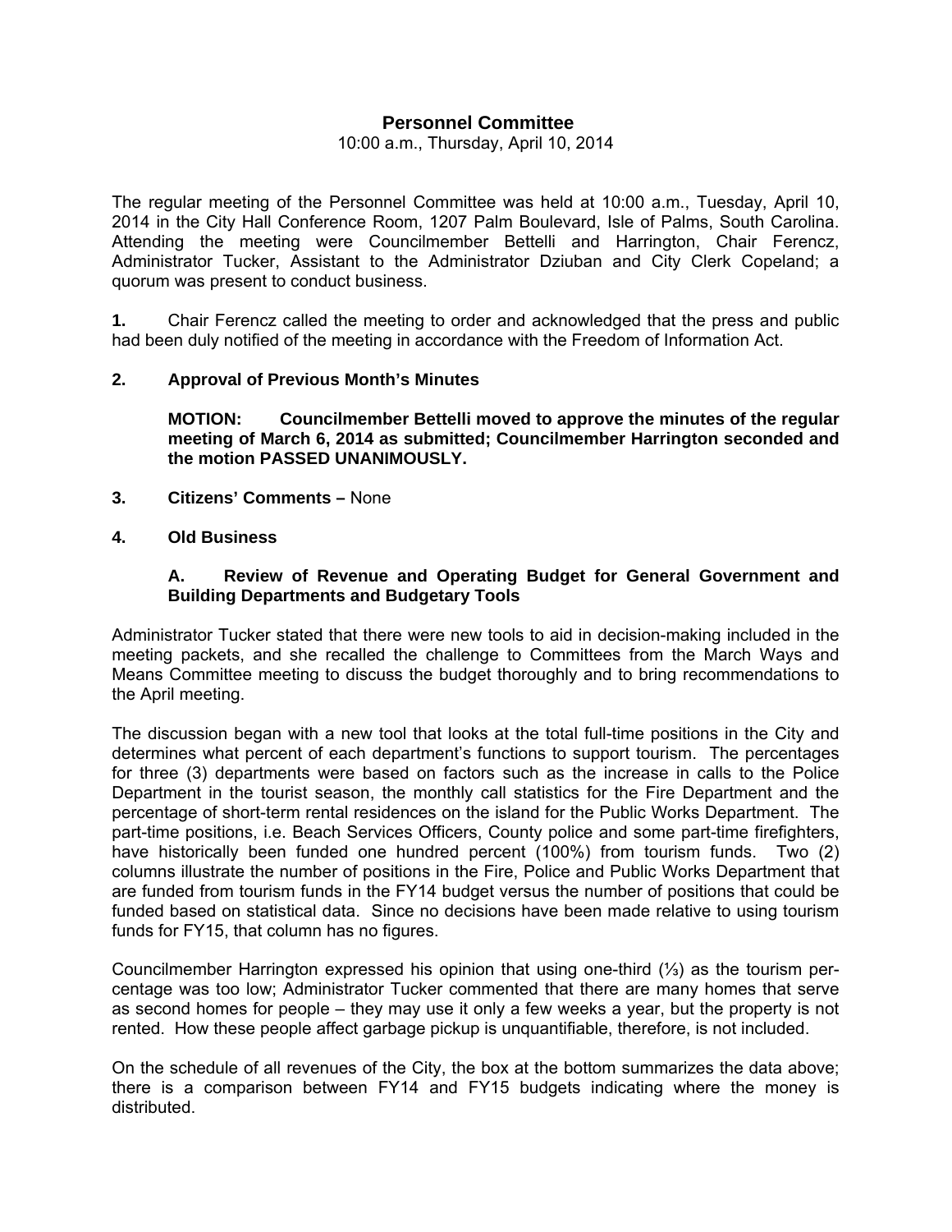# Personnel Committee

10:00 a.m., Thursday, April 10, 2014

The regular meeting of the Personnel Committee was held at 10:00 a.m., Tuesday, April 10, 2014 in the City Hall Conference Room, 1207 Palm Boulevard, Isle of Palms, South Carolina. Attending the meeting were Councilmember Bettelli and Harrington, Chair Ferencz, Administrator Tucker, Assistant to the Administrator Dziuban and City Clerk Copeland; a quorum was present to conduct business.

**1.** Chair Ferencz called the meeting to order and acknowledged that the press and public had been duly notified of the meeting in accordance with the Freedom of Information Act.

**2. Approval of Previous Month's Minutes**

**MOTION: Councilmember Bettelli moved to approve the minutes of the regular meeting of March 6, 2014 as submitted; Councilmember Harrington seconded and the motion PASSED UNANIMOUSLY.**

**3. Citizens' Comments –** None

**4. Old Business**

**A. Review of Revenue and Operating Budget for General Government and Building Departments and Budgetary Tools**

Administrator Tucker stated that there were new tools to aid in decision-making included in the meeting packets, and she recalled the challenge to Committees from the March Ways and Means Committee meeting to discuss the budget thoroughly and to bring recommendations to the April meeting.

The discussion began with a new tool that looks at the total full-time positions in the City and determines what percent of each department's functions to support tourism. The percentages for three (3) departments were based on factors such as the increase in calls to the Police Department in the tourist season, the monthly call statistics for the Fire Department and the percentage of short-term rental residences on the island for the Public Works Department. The part-time positions, i.e. Beach Services Officers, County police and some part-time firefighters, have historically been funded one hundred percent (100%) from tourism funds. Two (2) columns illustrate the number of positions in the Fire, Police and Public Works Department that are funded from tourism funds in the FY14 budget versus the number of positions that could be funded based on statistical data. Since no decisions have been made relative to using tourism funds for FY15, that column has no figures.

Councilmember Harrington expressed his opinion that using one-third (⅓) as the tourism percentage was too low; Administrator Tucker commented that there are many homes that serve as second homes for people – they may use it only a few weeks a year, but the property is not rented. How these people affect garbage pickup is unquantifiable, therefore, is not included.

On the schedule of all revenues of the City, the box at the bottom summarizes the data above; there is a comparison between FY14 and FY15 budgets indicating where the money is distributed.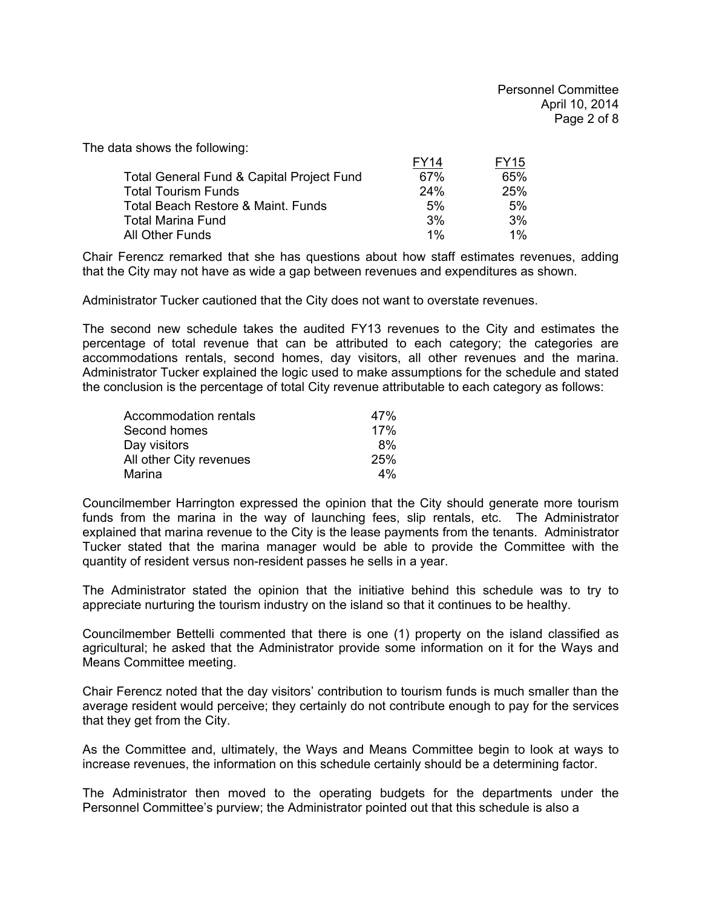The data shows the following:

| | FY14 | FY15 |
|---|---|---|
| Total General Fund & Capital Project Fund | 67% | 65% |
| Total Tourism Funds | 24% | 25% |
| Total Beach Restore & Maint. Funds | 5% | 5% |
| Total Marina Fund | 3% | 3% |
| All Other Funds | 1% | 1% |

Chair Ferencz remarked that she has questions about how staff estimates revenues, adding that the City may not have as wide a gap between revenues and expenditures as shown.

Administrator Tucker cautioned that the City does not want to overstate revenues.

The second new schedule takes the audited FY13 revenues to the City and estimates the percentage of total revenue that can be attributed to each category; the categories are accommodations rentals, second homes, day visitors, all other revenues and the marina. Administrator Tucker explained the logic used to make assumptions for the schedule and stated the conclusion is the percentage of total City revenue attributable to each category as follows:

| | |
|---|---|
| Accommodation rentals | 47% |
| Second homes | 17% |
| Day visitors | 8% |
| All other City revenues | 25% |
| Marina | 4% |

Councilmember Harrington expressed the opinion that the City should generate more tourism funds from the marina in the way of launching fees, slip rentals, etc. The Administrator explained that marina revenue to the City is the lease payments from the tenants. Administrator Tucker stated that the marina manager would be able to provide the Committee with the quantity of resident versus non-resident passes he sells in a year.

The Administrator stated the opinion that the initiative behind this schedule was to try to appreciate nurturing the tourism industry on the island so that it continues to be healthy.

Councilmember Bettelli commented that there is one (1) property on the island classified as agricultural; he asked that the Administrator provide some information on it for the Ways and Means Committee meeting.

Chair Ferencz noted that the day visitors' contribution to tourism funds is much smaller than the average resident would perceive; they certainly do not contribute enough to pay for the services that they get from the City.

As the Committee and, ultimately, the Ways and Means Committee begin to look at ways to increase revenues, the information on this schedule certainly should be a determining factor.

The Administrator then moved to the operating budgets for the departments under the Personnel Committee's purview; the Administrator pointed out that this schedule is also a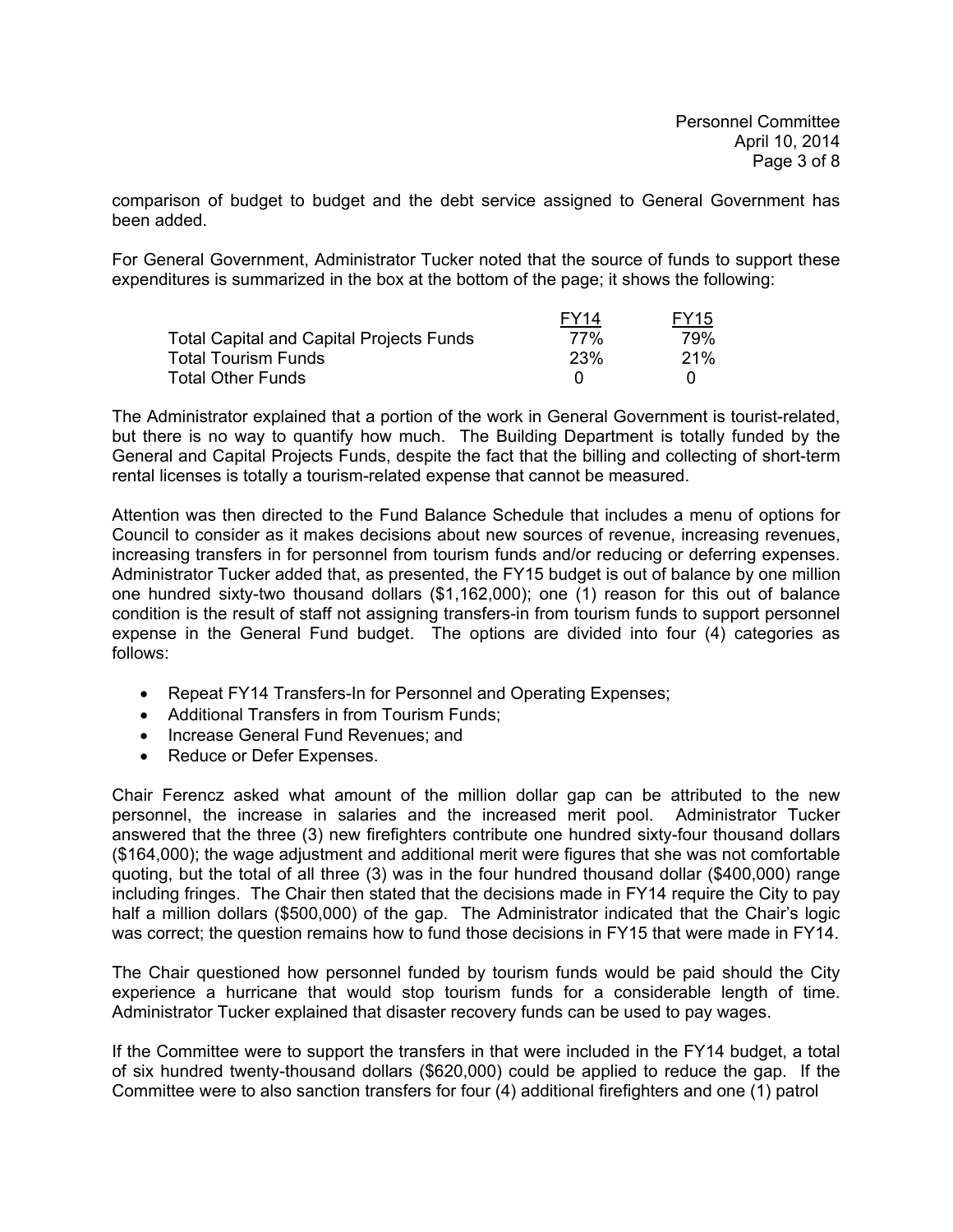comparison of budget to budget and the debt service assigned to General Government has been added.

For General Government, Administrator Tucker noted that the source of funds to support these expenditures is summarized in the box at the bottom of the page; it shows the following:

| | FY14 | FY15 |
|---|---|---|
| Total Capital and Capital Projects Funds | 77% | 79% |
| Total Tourism Funds | 23% | 21% |
| Total Other Funds | 0 | 0 |

The Administrator explained that a portion of the work in General Government is tourist-related, but there is no way to quantify how much. The Building Department is totally funded by the General and Capital Projects Funds, despite the fact that the billing and collecting of short-term rental licenses is totally a tourism-related expense that cannot be measured.

Attention was then directed to the Fund Balance Schedule that includes a menu of options for Council to consider as it makes decisions about new sources of revenue, increasing revenues, increasing transfers in for personnel from tourism funds and/or reducing or deferring expenses. Administrator Tucker added that, as presented, the FY15 budget is out of balance by one million one hundred sixty-two thousand dollars ($1,162,000); one (1) reason for this out of balance condition is the result of staff not assigning transfers-in from tourism funds to support personnel expense in the General Fund budget. The options are divided into four (4) categories as follows:

- Repeat FY14 Transfers-In for Personnel and Operating Expenses;
- Additional Transfers in from Tourism Funds;
- Increase General Fund Revenues; and
- Reduce or Defer Expenses.

Chair Ferencz asked what amount of the million dollar gap can be attributed to the new personnel, the increase in salaries and the increased merit pool. Administrator Tucker answered that the three (3) new firefighters contribute one hundred sixty-four thousand dollars ($164,000); the wage adjustment and additional merit were figures that she was not comfortable quoting, but the total of all three (3) was in the four hundred thousand dollar ($400,000) range including fringes. The Chair then stated that the decisions made in FY14 require the City to pay half a million dollars ($500,000) of the gap. The Administrator indicated that the Chair's logic was correct; the question remains how to fund those decisions in FY15 that were made in FY14.

The Chair questioned how personnel funded by tourism funds would be paid should the City experience a hurricane that would stop tourism funds for a considerable length of time. Administrator Tucker explained that disaster recovery funds can be used to pay wages.

If the Committee were to support the transfers in that were included in the FY14 budget, a total of six hundred twenty-thousand dollars ($620,000) could be applied to reduce the gap. If the Committee were to also sanction transfers for four (4) additional firefighters and one (1) patrol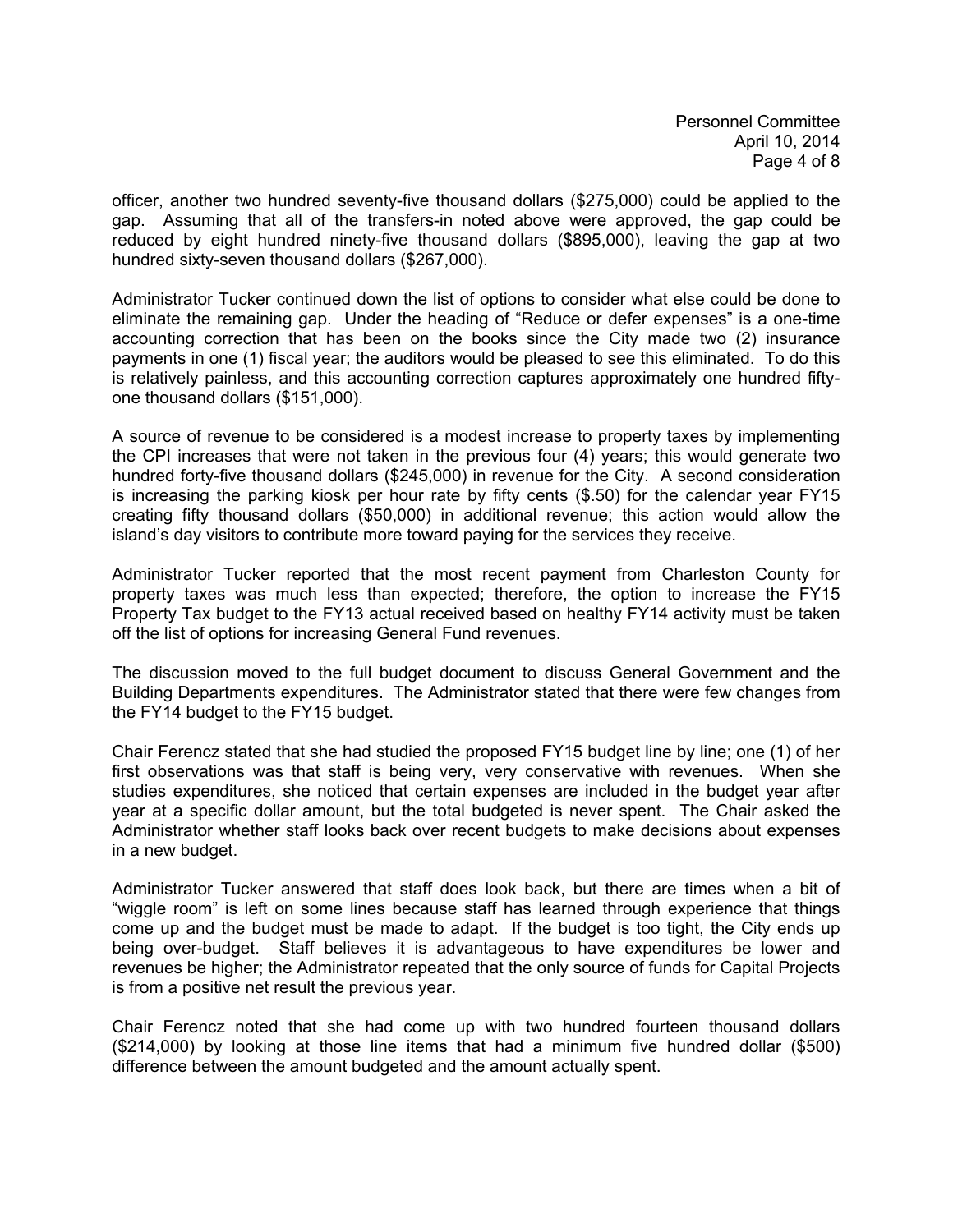officer, another two hundred seventy-five thousand dollars ($275,000) could be applied to the gap. Assuming that all of the transfers-in noted above were approved, the gap could be reduced by eight hundred ninety-five thousand dollars ($895,000), leaving the gap at two hundred sixty-seven thousand dollars ($267,000).

Administrator Tucker continued down the list of options to consider what else could be done to eliminate the remaining gap. Under the heading of "Reduce or defer expenses" is a one-time accounting correction that has been on the books since the City made two (2) insurance payments in one (1) fiscal year; the auditors would be pleased to see this eliminated. To do this is relatively painless, and this accounting correction captures approximately one hundred fifty-one thousand dollars ($151,000).

A source of revenue to be considered is a modest increase to property taxes by implementing the CPI increases that were not taken in the previous four (4) years; this would generate two hundred forty-five thousand dollars ($245,000) in revenue for the City. A second consideration is increasing the parking kiosk per hour rate by fifty cents ($.50) for the calendar year FY15 creating fifty thousand dollars ($50,000) in additional revenue; this action would allow the island's day visitors to contribute more toward paying for the services they receive.

Administrator Tucker reported that the most recent payment from Charleston County for property taxes was much less than expected; therefore, the option to increase the FY15 Property Tax budget to the FY13 actual received based on healthy FY14 activity must be taken off the list of options for increasing General Fund revenues.

The discussion moved to the full budget document to discuss General Government and the Building Departments expenditures. The Administrator stated that there were few changes from the FY14 budget to the FY15 budget.

Chair Ferencz stated that she had studied the proposed FY15 budget line by line; one (1) of her first observations was that staff is being very, very conservative with revenues. When she studies expenditures, she noticed that certain expenses are included in the budget year after year at a specific dollar amount, but the total budgeted is never spent. The Chair asked the Administrator whether staff looks back over recent budgets to make decisions about expenses in a new budget.

Administrator Tucker answered that staff does look back, but there are times when a bit of "wiggle room" is left on some lines because staff has learned through experience that things come up and the budget must be made to adapt. If the budget is too tight, the City ends up being over-budget. Staff believes it is advantageous to have expenditures be lower and revenues be higher; the Administrator repeated that the only source of funds for Capital Projects is from a positive net result the previous year.

Chair Ferencz noted that she had come up with two hundred fourteen thousand dollars ($214,000) by looking at those line items that had a minimum five hundred dollar ($500) difference between the amount budgeted and the amount actually spent.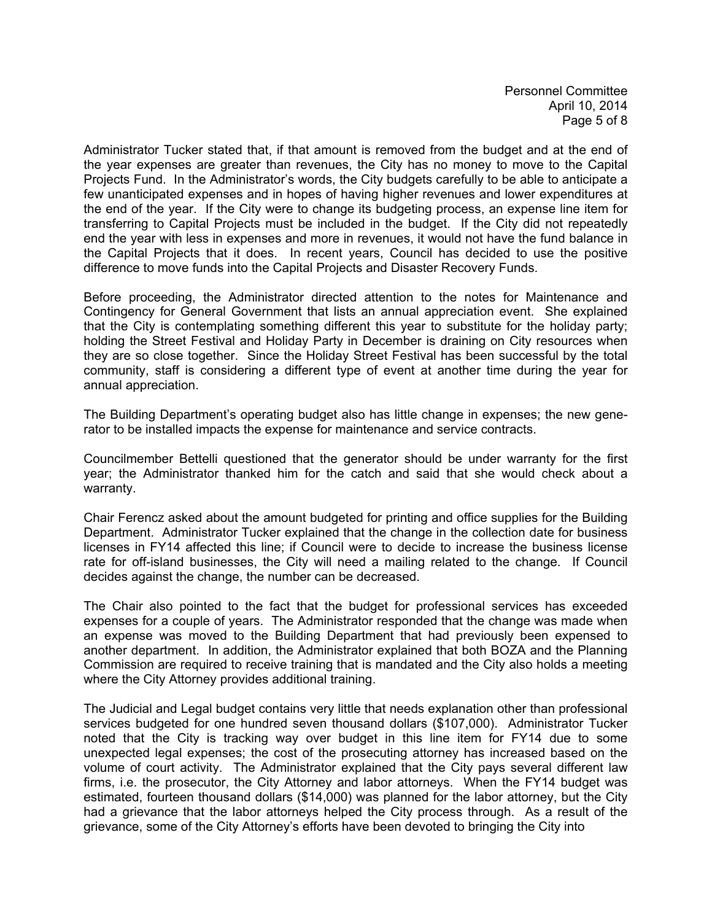Administrator Tucker stated that, if that amount is removed from the budget and at the end of the year expenses are greater than revenues, the City has no money to move to the Capital Projects Fund. In the Administrator's words, the City budgets carefully to be able to anticipate a few unanticipated expenses and in hopes of having higher revenues and lower expenditures at the end of the year. If the City were to change its budgeting process, an expense line item for transferring to Capital Projects must be included in the budget. If the City did not repeatedly end the year with less in expenses and more in revenues, it would not have the fund balance in the Capital Projects that it does. In recent years, Council has decided to use the positive difference to move funds into the Capital Projects and Disaster Recovery Funds.

Before proceeding, the Administrator directed attention to the notes for Maintenance and Contingency for General Government that lists an annual appreciation event. She explained that the City is contemplating something different this year to substitute for the holiday party; holding the Street Festival and Holiday Party in December is draining on City resources when they are so close together. Since the Holiday Street Festival has been successful by the total community, staff is considering a different type of event at another time during the year for annual appreciation.

The Building Department's operating budget also has little change in expenses; the new generator to be installed impacts the expense for maintenance and service contracts.

Councilmember Bettelli questioned that the generator should be under warranty for the first year; the Administrator thanked him for the catch and said that she would check about a warranty.

Chair Ferencz asked about the amount budgeted for printing and office supplies for the Building Department. Administrator Tucker explained that the change in the collection date for business licenses in FY14 affected this line; if Council were to decide to increase the business license rate for off-island businesses, the City will need a mailing related to the change. If Council decides against the change, the number can be decreased.

The Chair also pointed to the fact that the budget for professional services has exceeded expenses for a couple of years. The Administrator responded that the change was made when an expense was moved to the Building Department that had previously been expensed to another department. In addition, the Administrator explained that both BOZA and the Planning Commission are required to receive training that is mandated and the City also holds a meeting where the City Attorney provides additional training.

The Judicial and Legal budget contains very little that needs explanation other than professional services budgeted for one hundred seven thousand dollars ($107,000). Administrator Tucker noted that the City is tracking way over budget in this line item for FY14 due to some unexpected legal expenses; the cost of the prosecuting attorney has increased based on the volume of court activity. The Administrator explained that the City pays several different law firms, i.e. the prosecutor, the City Attorney and labor attorneys. When the FY14 budget was estimated, fourteen thousand dollars ($14,000) was planned for the labor attorney, but the City had a grievance that the labor attorneys helped the City process through. As a result of the grievance, some of the City Attorney's efforts have been devoted to bringing the City into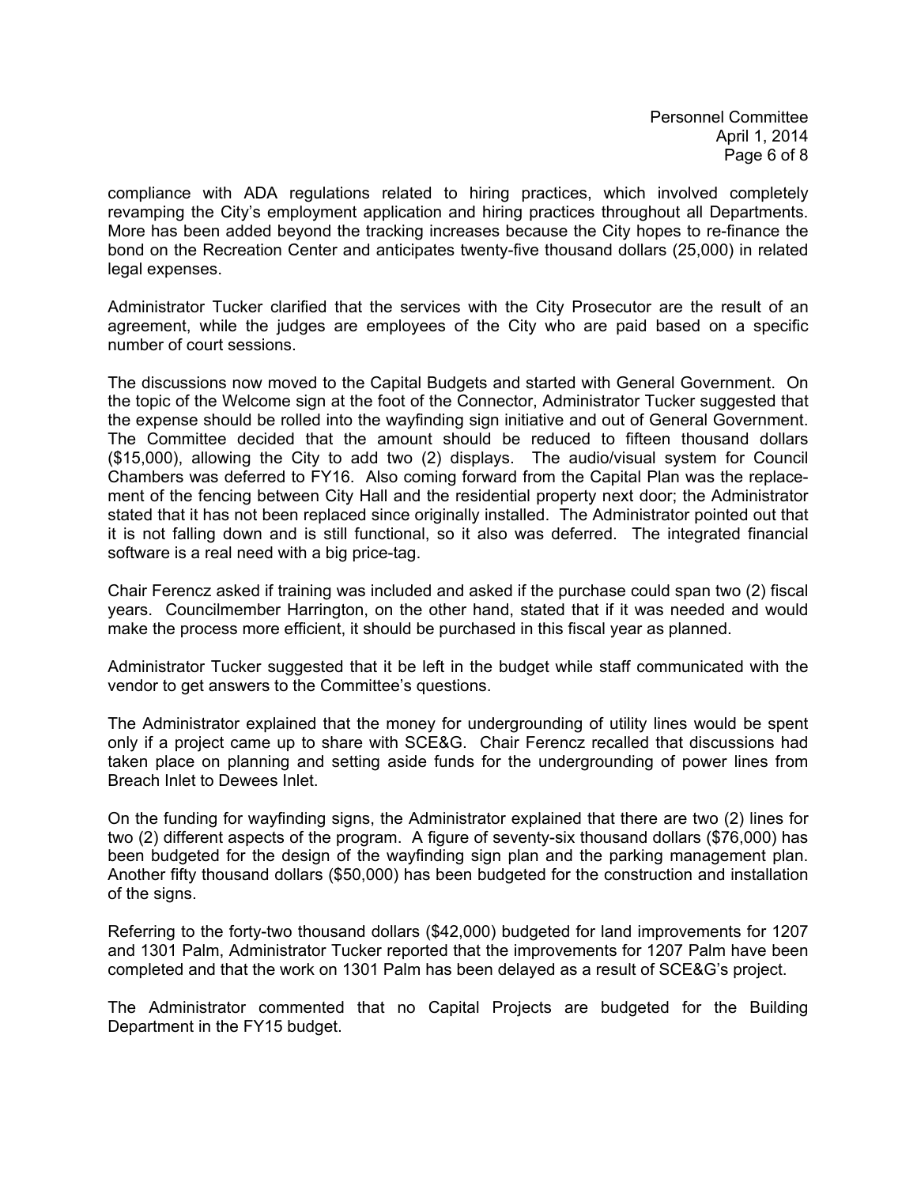compliance with ADA regulations related to hiring practices, which involved completely revamping the City's employment application and hiring practices throughout all Departments. More has been added beyond the tracking increases because the City hopes to re-finance the bond on the Recreation Center and anticipates twenty-five thousand dollars (25,000) in related legal expenses.

Administrator Tucker clarified that the services with the City Prosecutor are the result of an agreement, while the judges are employees of the City who are paid based on a specific number of court sessions.

The discussions now moved to the Capital Budgets and started with General Government. On the topic of the Welcome sign at the foot of the Connector, Administrator Tucker suggested that the expense should be rolled into the wayfinding sign initiative and out of General Government. The Committee decided that the amount should be reduced to fifteen thousand dollars ($15,000), allowing the City to add two (2) displays. The audio/visual system for Council Chambers was deferred to FY16. Also coming forward from the Capital Plan was the replacement of the fencing between City Hall and the residential property next door; the Administrator stated that it has not been replaced since originally installed. The Administrator pointed out that it is not falling down and is still functional, so it also was deferred. The integrated financial software is a real need with a big price-tag.

Chair Ferencz asked if training was included and asked if the purchase could span two (2) fiscal years. Councilmember Harrington, on the other hand, stated that if it was needed and would make the process more efficient, it should be purchased in this fiscal year as planned.

Administrator Tucker suggested that it be left in the budget while staff communicated with the vendor to get answers to the Committee's questions.

The Administrator explained that the money for undergrounding of utility lines would be spent only if a project came up to share with SCE&G. Chair Ferencz recalled that discussions had taken place on planning and setting aside funds for the undergrounding of power lines from Breach Inlet to Dewees Inlet.

On the funding for wayfinding signs, the Administrator explained that there are two (2) lines for two (2) different aspects of the program. A figure of seventy-six thousand dollars ($76,000) has been budgeted for the design of the wayfinding sign plan and the parking management plan. Another fifty thousand dollars ($50,000) has been budgeted for the construction and installation of the signs.

Referring to the forty-two thousand dollars ($42,000) budgeted for land improvements for 1207 and 1301 Palm, Administrator Tucker reported that the improvements for 1207 Palm have been completed and that the work on 1301 Palm has been delayed as a result of SCE&G's project.

The Administrator commented that no Capital Projects are budgeted for the Building Department in the FY15 budget.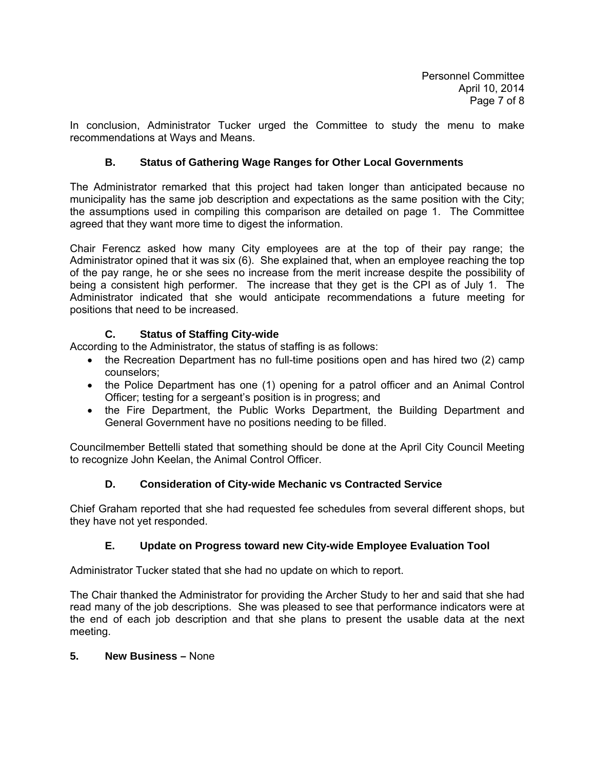In conclusion, Administrator Tucker urged the Committee to study the menu to make recommendations at Ways and Means.

### B. Status of Gathering Wage Ranges for Other Local Governments

The Administrator remarked that this project had taken longer than anticipated because no municipality has the same job description and expectations as the same position with the City; the assumptions used in compiling this comparison are detailed on page 1. The Committee agreed that they want more time to digest the information.

Chair Ferencz asked how many City employees are at the top of their pay range; the Administrator opined that it was six (6). She explained that, when an employee reaching the top of the pay range, he or she sees no increase from the merit increase despite the possibility of being a consistent high performer. The increase that they get is the CPI as of July 1. The Administrator indicated that she would anticipate recommendations a future meeting for positions that need to be increased.

### C. Status of Staffing City-wide

According to the Administrator, the status of staffing is as follows:

- the Recreation Department has no full-time positions open and has hired two (2) camp counselors;
- the Police Department has one (1) opening for a patrol officer and an Animal Control Officer; testing for a sergeant's position is in progress; and
- the Fire Department, the Public Works Department, the Building Department and General Government have no positions needing to be filled.

Councilmember Bettelli stated that something should be done at the April City Council Meeting to recognize John Keelan, the Animal Control Officer.

### D. Consideration of City-wide Mechanic vs Contracted Service

Chief Graham reported that she had requested fee schedules from several different shops, but they have not yet responded.

### E. Update on Progress toward new City-wide Employee Evaluation Tool

Administrator Tucker stated that she had no update on which to report.

The Chair thanked the Administrator for providing the Archer Study to her and said that she had read many of the job descriptions. She was pleased to see that performance indicators were at the end of each job description and that she plans to present the usable data at the next meeting.

## 5. New Business – None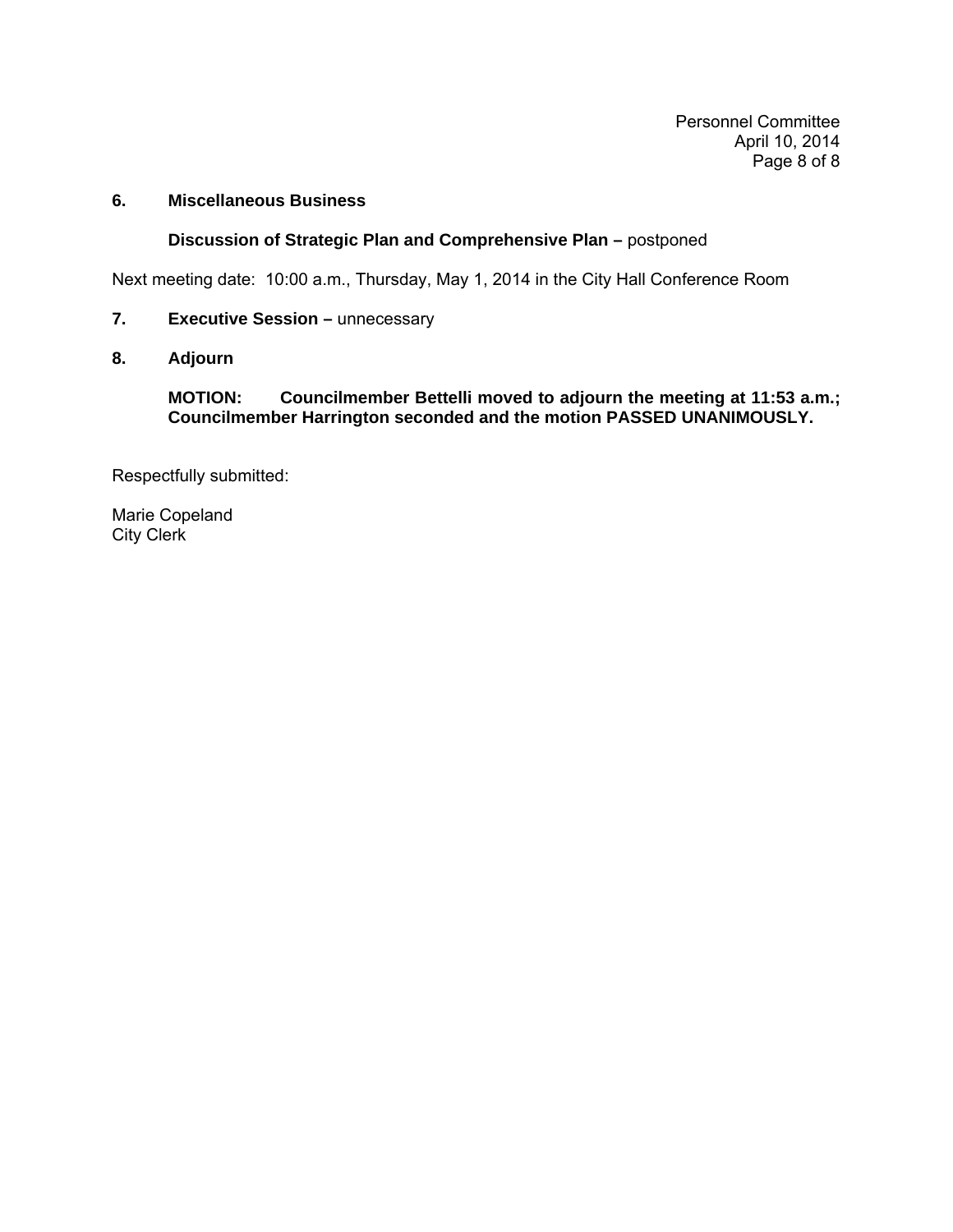**6. Miscellaneous Business**

**Discussion of Strategic Plan and Comprehensive Plan –** postponed

Next meeting date: 10:00 a.m., Thursday, May 1, 2014 in the City Hall Conference Room

**7. Executive Session –** unnecessary

**8. Adjourn**

**MOTION: Councilmember Bettelli moved to adjourn the meeting at 11:53 a.m.; Councilmember Harrington seconded and the motion PASSED UNANIMOUSLY.**

Respectfully submitted:

Marie Copeland
City Clerk